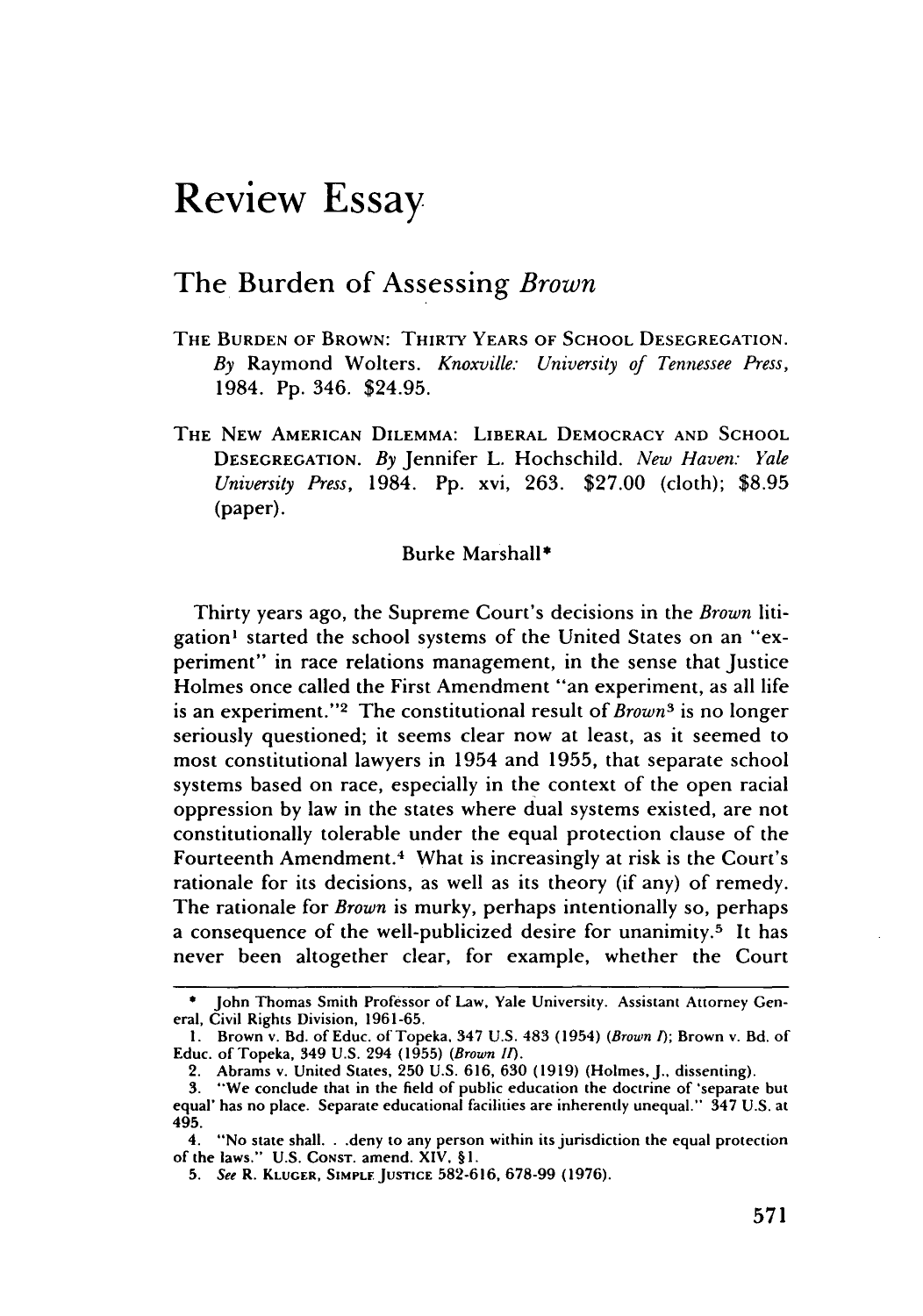# Review Essay

## The Burden of Assessing *Brown*

THE BURDEN OF BROWN: THIRTY YEARS OF SCHOOL DESEGREGATION. *By* Raymond Wolters. *Knoxville: University of Tennessee Press*, 1984. Pp. 346. $24.95.

THE NEW AMERICAN DILEMMA: LIBERAL DEMOCRACY AND SCHOOL DESEGREGATION. *By* Jennifer L. Hochschild. *New Haven: Yale University Press*, 1984. Pp. xvi, 263. $27.00 (cloth); $8.95 (paper).

Burke Marshall*

Thirty years ago, the Supreme Court's decisions in the *Brown* litigation[1] started the school systems of the United States on an "experiment" in race relations management, in the sense that Justice Holmes once called the First Amendment "an experiment, as all life is an experiment."[2] The constitutional result of *Brown*[3] is no longer seriously questioned; it seems clear now at least, as it seemed to most constitutional lawyers in 1954 and 1955, that separate school systems based on race, especially in the context of the open racial oppression by law in the states where dual systems existed, are not constitutionally tolerable under the equal protection clause of the Fourteenth Amendment.[4] What is increasingly at risk is the Court's rationale for its decisions, as well as its theory (if any) of remedy. The rationale for *Brown* is murky, perhaps intentionally so, perhaps a consequence of the well-publicized desire for unanimity.[5] It has never been altogether clear, for example, whether the Court

---

\* John Thomas Smith Professor of Law, Yale University. Assistant Attorney General, Civil Rights Division, 1961-65.

1. Brown v. Bd. of Educ. of Topeka, 347 U.S. 483 (1954) (*Brown I*); Brown v. Bd. of Educ. of Topeka, 349 U.S. 294 (1955) (*Brown II*).

2. Abrams v. United States, 250 U.S. 616, 630 (1919) (Holmes, J., dissenting).

3. "We conclude that in the field of public education the doctrine of 'separate but equal' has no place. Separate educational facilities are inherently unequal." 347 U.S. at 495.

4. "No state shall. . .deny to any person within its jurisdiction the equal protection of the laws." U.S. CONST. amend. XIV, §1.

5. *See* R. KLUGER, SIMPLE JUSTICE 582-616, 678-99 (1976).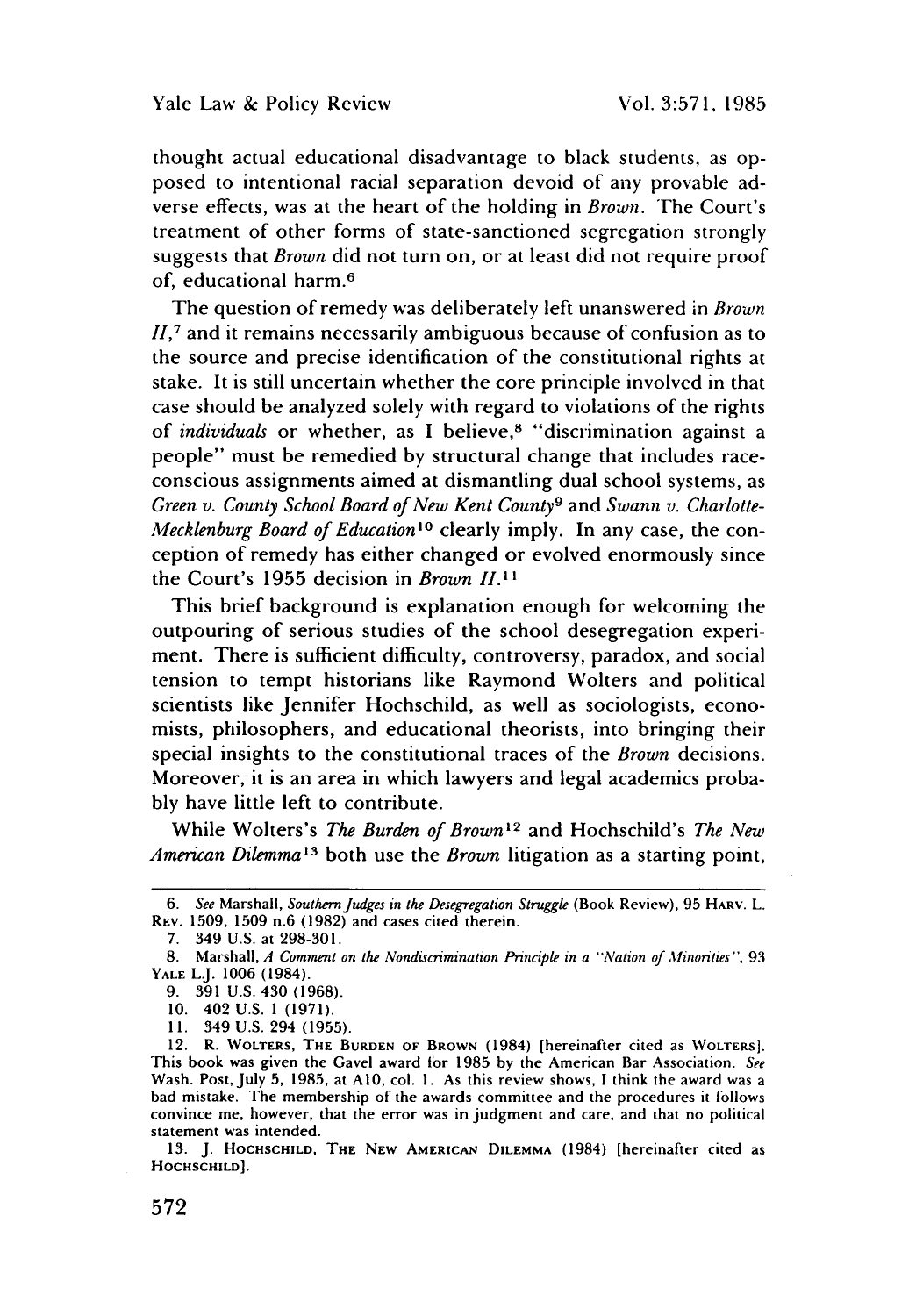thought actual educational disadvantage to black students, as opposed to intentional racial separation devoid of any provable adverse effects, was at the heart of the holding in *Brown*. The Court's treatment of other forms of state-sanctioned segregation strongly suggests that *Brown* did not turn on, or at least did not require proof of, educational harm.[6]

The question of remedy was deliberately left unanswered in *Brown II*,[7] and it remains necessarily ambiguous because of confusion as to the source and precise identification of the constitutional rights at stake. It is still uncertain whether the core principle involved in that case should be analyzed solely with regard to violations of the rights of *individuals* or whether, as I believe,[8] "discrimination against a people" must be remedied by structural change that includes race-conscious assignments aimed at dismantling dual school systems, as *Green v. County School Board of New Kent County*[9] and *Swann v. Charlotte-Mecklenburg Board of Education*[10] clearly imply. In any case, the conception of remedy has either changed or evolved enormously since the Court's 1955 decision in *Brown II*.[11]

This brief background is explanation enough for welcoming the outpouring of serious studies of the school desegregation experiment. There is sufficient difficulty, controversy, paradox, and social tension to tempt historians like Raymond Wolters and political scientists like Jennifer Hochschild, as well as sociologists, economists, philosophers, and educational theorists, into bringing their special insights to the constitutional traces of the *Brown* decisions. Moreover, it is an area in which lawyers and legal academics probably have little left to contribute.

While Wolters's *The Burden of Brown*[12] and Hochschild's *The New American Dilemma*[13] both use the *Brown* litigation as a starting point,

---

6. *See* Marshall, *Southern Judges in the Desegregation Struggle* (Book Review), 95 HARV. L. REV. 1509, 1509 n.6 (1982) and cases cited therein.

7. 349 U.S. at 298-301.

8. Marshall, *A Comment on the Nondiscrimination Principle in a "Nation of Minorities"*, 93 YALE L.J. 1006 (1984).

9. 391 U.S. 430 (1968).

10. 402 U.S. 1 (1971).

11. 349 U.S. 294 (1955).

12. R. WOLTERS, THE BURDEN OF BROWN (1984) [hereinafter cited as WOLTERS]. This book was given the Gavel award for 1985 by the American Bar Association. *See* Wash. Post, July 5, 1985, at A10, col. 1. As this review shows, I think the award was a bad mistake. The membership of the awards committee and the procedures it follows convince me, however, that the error was in judgment and care, and that no political statement was intended.

13. J. HOCHSCHILD, THE NEW AMERICAN DILEMMA (1984) [hereinafter cited as HOCHSCHILD].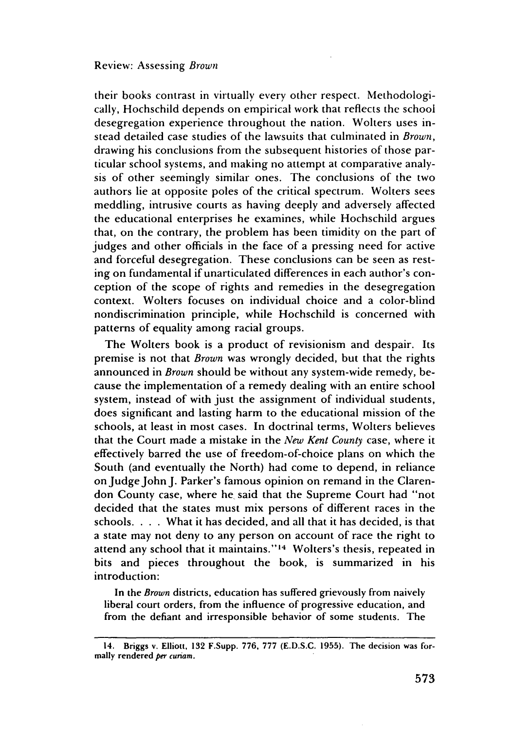their books contrast in virtually every other respect. Methodologically, Hochschild depends on empirical work that reflects the school desegregation experience throughout the nation. Wolters uses instead detailed case studies of the lawsuits that culminated in *Brown*, drawing his conclusions from the subsequent histories of those particular school systems, and making no attempt at comparative analysis of other seemingly similar ones. The conclusions of the two authors lie at opposite poles of the critical spectrum. Wolters sees meddling, intrusive courts as having deeply and adversely affected the educational enterprises he examines, while Hochschild argues that, on the contrary, the problem has been timidity on the part of judges and other officials in the face of a pressing need for active and forceful desegregation. These conclusions can be seen as resting on fundamental if unarticulated differences in each author's conception of the scope of rights and remedies in the desegregation context. Wolters focuses on individual choice and a color-blind nondiscrimination principle, while Hochschild is concerned with patterns of equality among racial groups.

The Wolters book is a product of revisionism and despair. Its premise is not that *Brown* was wrongly decided, but that the rights announced in *Brown* should be without any system-wide remedy, because the implementation of a remedy dealing with an entire school system, instead of with just the assignment of individual students, does significant and lasting harm to the educational mission of the schools, at least in most cases. In doctrinal terms, Wolters believes that the Court made a mistake in the *New Kent County* case, where it effectively barred the use of freedom-of-choice plans on which the South (and eventually the North) had come to depend, in reliance on Judge John J. Parker's famous opinion on remand in the Clarendon County case, where he said that the Supreme Court had "not decided that the states must mix persons of different races in the schools. . . . What it has decided, and all that it has decided, is that a state may not deny to any person on account of race the right to attend any school that it maintains."[14] Wolters's thesis, repeated in bits and pieces throughout the book, is summarized in his introduction:

> In the *Brown* districts, education has suffered grievously from naively liberal court orders, from the influence of progressive education, and from the defiant and irresponsible behavior of some students. The

---

14. Briggs v. Elliott, 132 F.Supp. 776, 777 (E.D.S.C. 1955). The decision was formally rendered *per curiam*.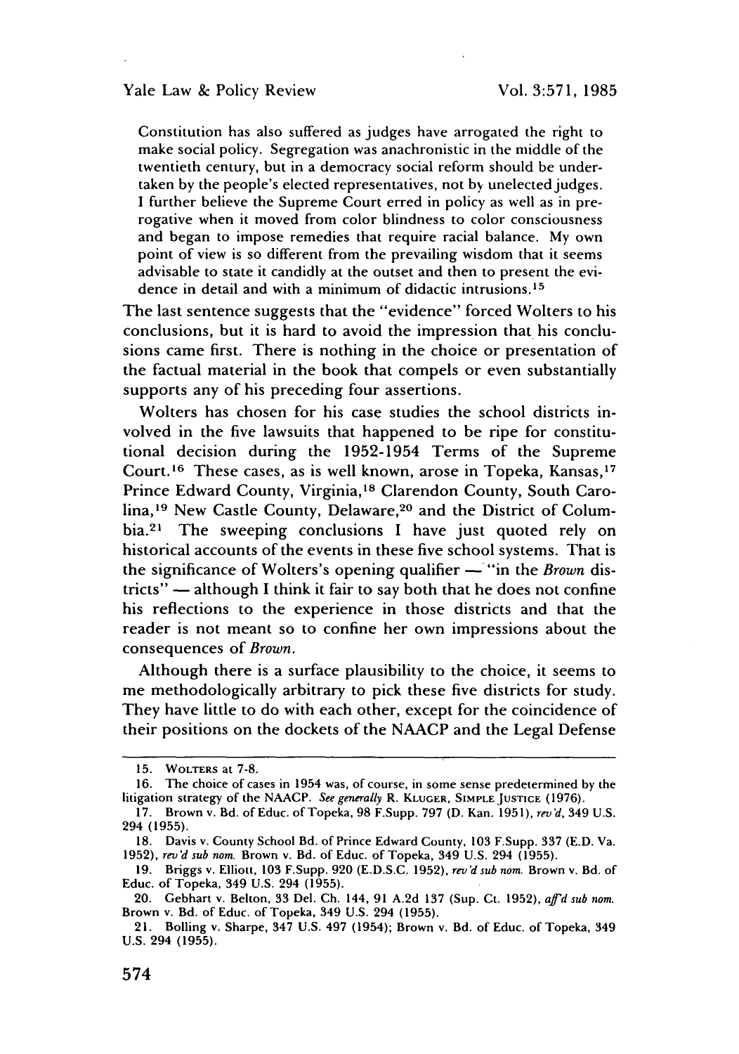> Constitution has also suffered as judges have arrogated the right to make social policy. Segregation was anachronistic in the middle of the twentieth century, but in a democracy social reform should be undertaken by the people's elected representatives, not by unelected judges. I further believe the Supreme Court erred in policy as well as in prerogative when it moved from color blindness to color consciousness and began to impose remedies that require racial balance. My own point of view is so different from the prevailing wisdom that it seems advisable to state it candidly at the outset and then to present the evidence in detail and with a minimum of didactic intrusions.[15]

The last sentence suggests that the "evidence" forced Wolters to his conclusions, but it is hard to avoid the impression that his conclusions came first. There is nothing in the choice or presentation of the factual material in the book that compels or even substantially supports any of his preceding four assertions.

Wolters has chosen for his case studies the school districts involved in the five lawsuits that happened to be ripe for constitutional decision during the 1952-1954 Terms of the Supreme Court.[16] These cases, as is well known, arose in Topeka, Kansas,[17] Prince Edward County, Virginia,[18] Clarendon County, South Carolina,[19] New Castle County, Delaware,[20] and the District of Columbia.[21] The sweeping conclusions I have just quoted rely on historical accounts of the events in these five school systems. That is the significance of Wolters's opening qualifier — "in the *Brown* districts" — although I think it fair to say both that he does not confine his reflections to the experience in those districts and that the reader is not meant so to confine her own impressions about the consequences of *Brown*.

Although there is a surface plausibility to the choice, it seems to me methodologically arbitrary to pick these five districts for study. They have little to do with each other, except for the coincidence of their positions on the dockets of the NAACP and the Legal Defense

---

15. WOLTERS at 7-8.

16. The choice of cases in 1954 was, of course, in some sense predetermined by the litigation strategy of the NAACP. *See generally* R. KLUGER, SIMPLE JUSTICE (1976).

17. Brown v. Bd. of Educ. of Topeka, 98 F.Supp. 797 (D. Kan. 1951), *rev'd*, 349 U.S. 294 (1955).

18. Davis v. County School Bd. of Prince Edward County, 103 F.Supp. 337 (E.D. Va. 1952), *rev'd sub nom.* Brown v. Bd. of Educ. of Topeka, 349 U.S. 294 (1955).

19. Briggs v. Elliott, 103 F.Supp. 920 (E.D.S.C. 1952), *rev'd sub nom.* Brown v. Bd. of Educ. of Topeka, 349 U.S. 294 (1955).

20. Gebhart v. Belton, 33 Del. Ch. 144, 91 A.2d 137 (Sup. Ct. 1952), *aff'd sub nom.* Brown v. Bd. of Educ. of Topeka, 349 U.S. 294 (1955).

21. Bolling v. Sharpe, 347 U.S. 497 (1954); Brown v. Bd. of Educ. of Topeka, 349 U.S. 294 (1955).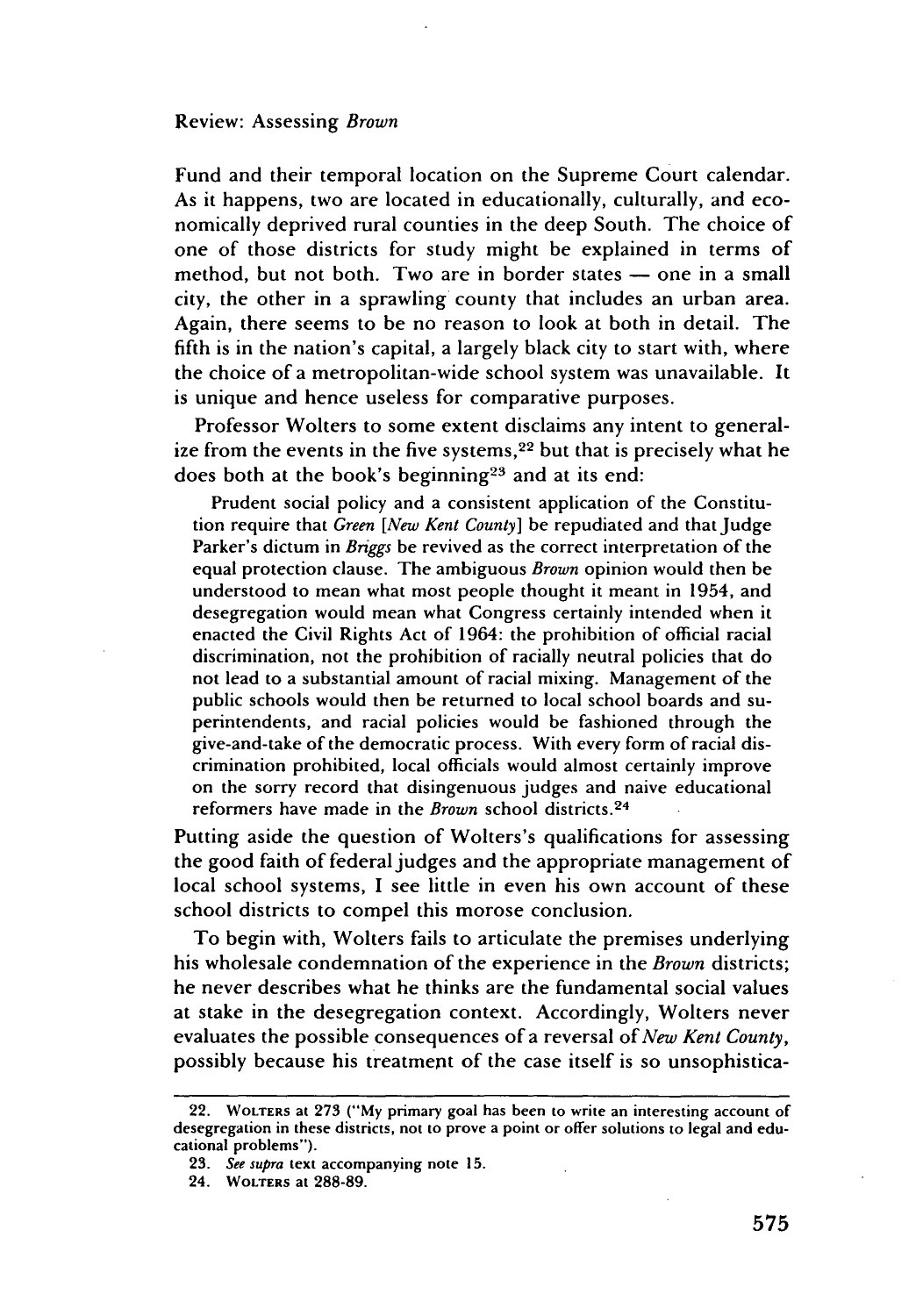Fund and their temporal location on the Supreme Court calendar. As it happens, two are located in educationally, culturally, and economically deprived rural counties in the deep South. The choice of one of those districts for study might be explained in terms of method, but not both. Two are in border states — one in a small city, the other in a sprawling county that includes an urban area. Again, there seems to be no reason to look at both in detail. The fifth is in the nation's capital, a largely black city to start with, where the choice of a metropolitan-wide school system was unavailable. It is unique and hence useless for comparative purposes.

Professor Wolters to some extent disclaims any intent to generalize from the events in the five systems,[22] but that is precisely what he does both at the book's beginning[23] and at its end:

> Prudent social policy and a consistent application of the Constitution require that *Green* [*New Kent County*] be repudiated and that Judge Parker's dictum in *Briggs* be revived as the correct interpretation of the equal protection clause. The ambiguous *Brown* opinion would then be understood to mean what most people thought it meant in 1954, and desegregation would mean what Congress certainly intended when it enacted the Civil Rights Act of 1964: the prohibition of official racial discrimination, not the prohibition of racially neutral policies that do not lead to a substantial amount of racial mixing. Management of the public schools would then be returned to local school boards and superintendents, and racial policies would be fashioned through the give-and-take of the democratic process. With every form of racial discrimination prohibited, local officials would almost certainly improve on the sorry record that disingenuous judges and naive educational reformers have made in the *Brown* school districts.[24]

Putting aside the question of Wolters's qualifications for assessing the good faith of federal judges and the appropriate management of local school systems, I see little in even his own account of these school districts to compel this morose conclusion.

To begin with, Wolters fails to articulate the premises underlying his wholesale condemnation of the experience in the *Brown* districts; he never describes what he thinks are the fundamental social values at stake in the desegregation context. Accordingly, Wolters never evaluates the possible consequences of a reversal of *New Kent County*, possibly because his treatment of the case itself is so unsophistica-

---

22. WOLTERS at 273 ("My primary goal has been to write an interesting account of desegregation in these districts, not to prove a point or offer solutions to legal and educational problems").

23. *See supra* text accompanying note 15.

24. WOLTERS at 288-89.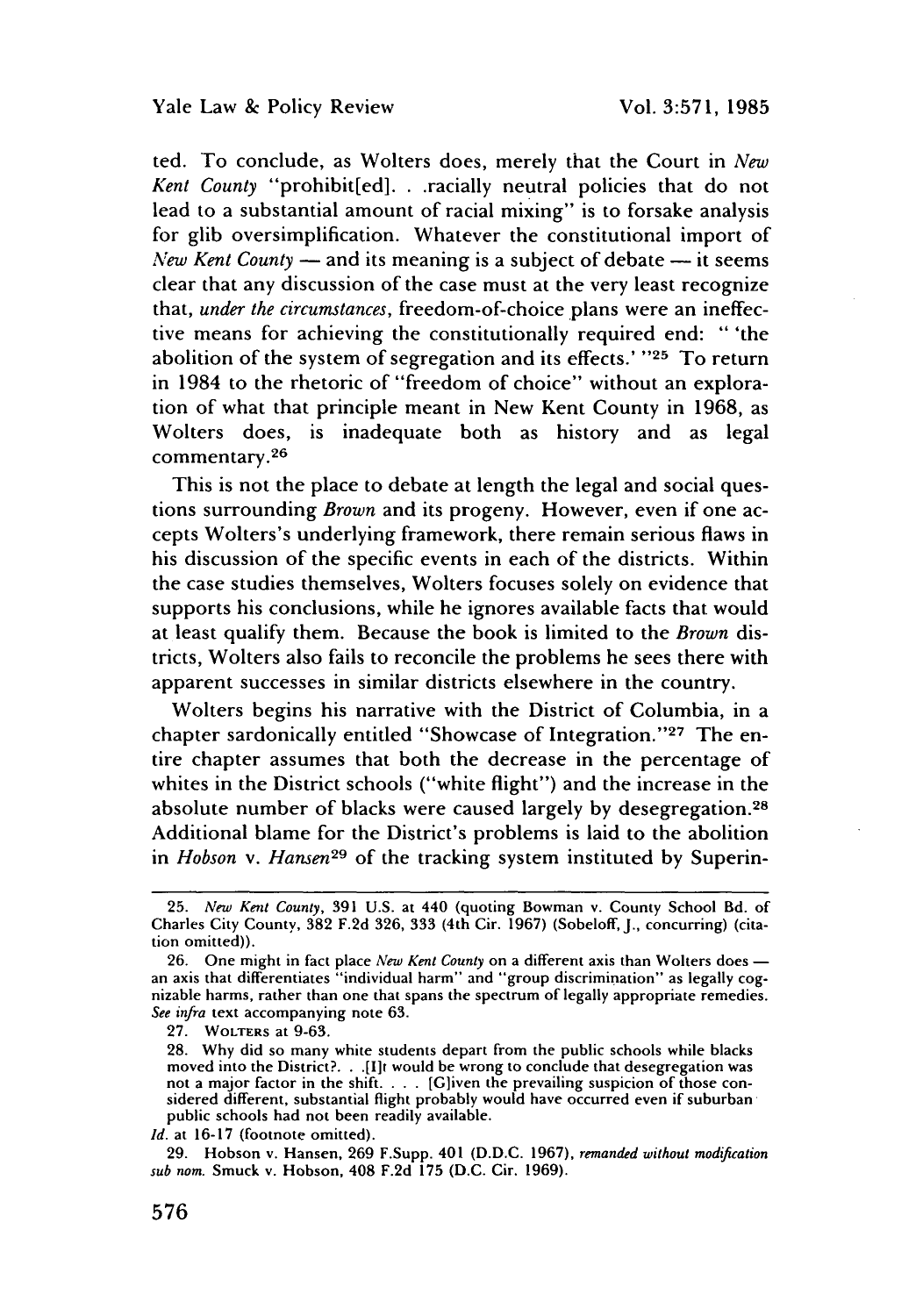ted. To conclude, as Wolters does, merely that the Court in *New Kent County* "prohibit[ed]. . .racially neutral policies that do not lead to a substantial amount of racial mixing" is to forsake analysis for glib oversimplification. Whatever the constitutional import of *New Kent County* — and its meaning is a subject of debate — it seems clear that any discussion of the case must at the very least recognize that, *under the circumstances*, freedom-of-choice plans were an ineffective means for achieving the constitutionally required end: " 'the abolition of the system of segregation and its effects.' "[25] To return in 1984 to the rhetoric of "freedom of choice" without an exploration of what that principle meant in New Kent County in 1968, as Wolters does, is inadequate both as history and as legal commentary.[26]

This is not the place to debate at length the legal and social questions surrounding *Brown* and its progeny. However, even if one accepts Wolters's underlying framework, there remain serious flaws in his discussion of the specific events in each of the districts. Within the case studies themselves, Wolters focuses solely on evidence that supports his conclusions, while he ignores available facts that would at least qualify them. Because the book is limited to the *Brown* districts, Wolters also fails to reconcile the problems he sees there with apparent successes in similar districts elsewhere in the country.

Wolters begins his narrative with the District of Columbia, in a chapter sardonically entitled "Showcase of Integration."[27] The entire chapter assumes that both the decrease in the percentage of whites in the District schools ("white flight") and the increase in the absolute number of blacks were caused largely by desegregation.[28] Additional blame for the District's problems is laid to the abolition in *Hobson* v. *Hansen*[29] of the tracking system instituted by Superin-

---

25. *New Kent County*, 391 U.S. at 440 (quoting Bowman v. County School Bd. of Charles City County, 382 F.2d 326, 333 (4th Cir. 1967) (Sobeloff, J., concurring) (citation omitted)).

26. One might in fact place *New Kent County* on a different axis than Wolters does — an axis that differentiates "individual harm" and "group discrimination" as legally cognizable harms, rather than one that spans the spectrum of legally appropriate remedies. *See infra* text accompanying note 63.

27. WOLTERS at 9-63.

28. Why did so many white students depart from the public schools while blacks moved into the District?. . .[I]t would be wrong to conclude that desegregation was not a major factor in the shift. . . . [G]iven the prevailing suspicion of those considered different, substantial flight probably would have occurred even if suburban public schools had not been readily available.

*Id.* at 16-17 (footnote omitted).

29. Hobson v. Hansen, 269 F.Supp. 401 (D.D.C. 1967), *remanded without modification sub nom.* Smuck v. Hobson, 408 F.2d 175 (D.C. Cir. 1969).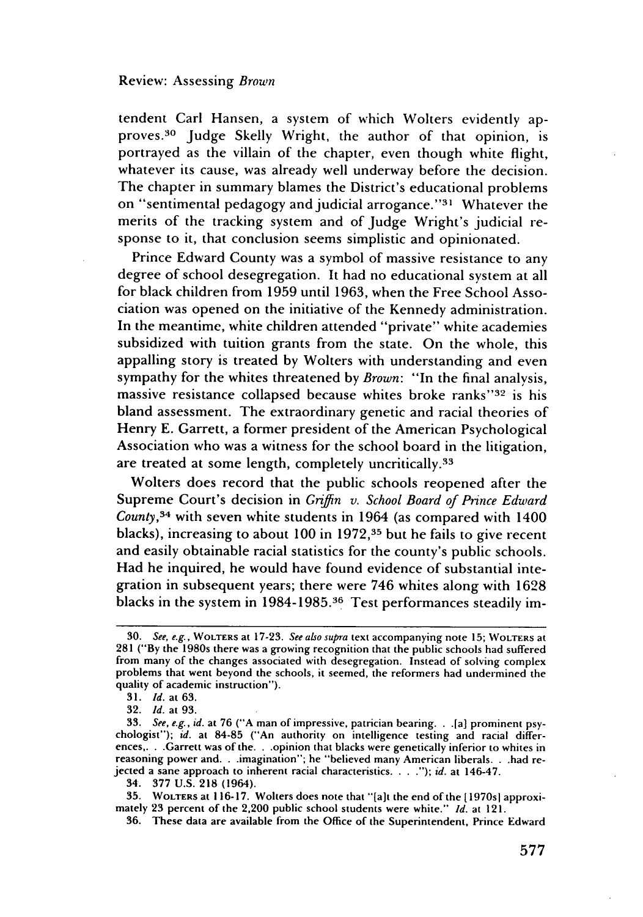tendent Carl Hansen, a system of which Wolters evidently approves.[30] Judge Skelly Wright, the author of that opinion, is portrayed as the villain of the chapter, even though white flight, whatever its cause, was already well underway before the decision. The chapter in summary blames the District's educational problems on "sentimental pedagogy and judicial arrogance."[31] Whatever the merits of the tracking system and of Judge Wright's judicial response to it, that conclusion seems simplistic and opinionated.

Prince Edward County was a symbol of massive resistance to any degree of school desegregation. It had no educational system at all for black children from 1959 until 1963, when the Free School Association was opened on the initiative of the Kennedy administration. In the meantime, white children attended "private" white academies subsidized with tuition grants from the state. On the whole, this appalling story is treated by Wolters with understanding and even sympathy for the whites threatened by *Brown*: "In the final analysis, massive resistance collapsed because whites broke ranks"[32] is his bland assessment. The extraordinary genetic and racial theories of Henry E. Garrett, a former president of the American Psychological Association who was a witness for the school board in the litigation, are treated at some length, completely uncritically.[33]

Wolters does record that the public schools reopened after the Supreme Court's decision in *Griffin v. School Board of Prince Edward County*,[34] with seven white students in 1964 (as compared with 1400 blacks), increasing to about 100 in 1972,[35] but he fails to give recent and easily obtainable racial statistics for the county's public schools. Had he inquired, he would have found evidence of substantial integration in subsequent years; there were 746 whites along with 1628 blacks in the system in 1984-1985.[36] Test performances steadily im-

---

30. *See, e.g.*, WOLTERS at 17-23. *See also supra* text accompanying note 15; WOLTERS at 281 ("By the 1980s there was a growing recognition that the public schools had suffered from many of the changes associated with desegregation. Instead of solving complex problems that went beyond the schools, it seemed, the reformers had undermined the quality of academic instruction").

31. *Id.* at 63.

32. *Id.* at 93.

33. *See, e.g.*, *id.* at 76 ("A man of impressive, patrician bearing. . .[a] prominent psychologist"); *id.* at 84-85 ("An authority on intelligence testing and racial differences,. . .Garrett was of the. . .opinion that blacks were genetically inferior to whites in reasoning power and. . .imagination"; he "believed many American liberals. . .had rejected a sane approach to inherent racial characteristics. . . ."); *id.* at 146-47.

34. 377 U.S. 218 (1964).

35. WOLTERS at 116-17. Wolters does note that "[a]t the end of the [1970s] approximately 23 percent of the 2,200 public school students were white." *Id.* at 121.

36. These data are available from the Office of the Superintendent, Prince Edward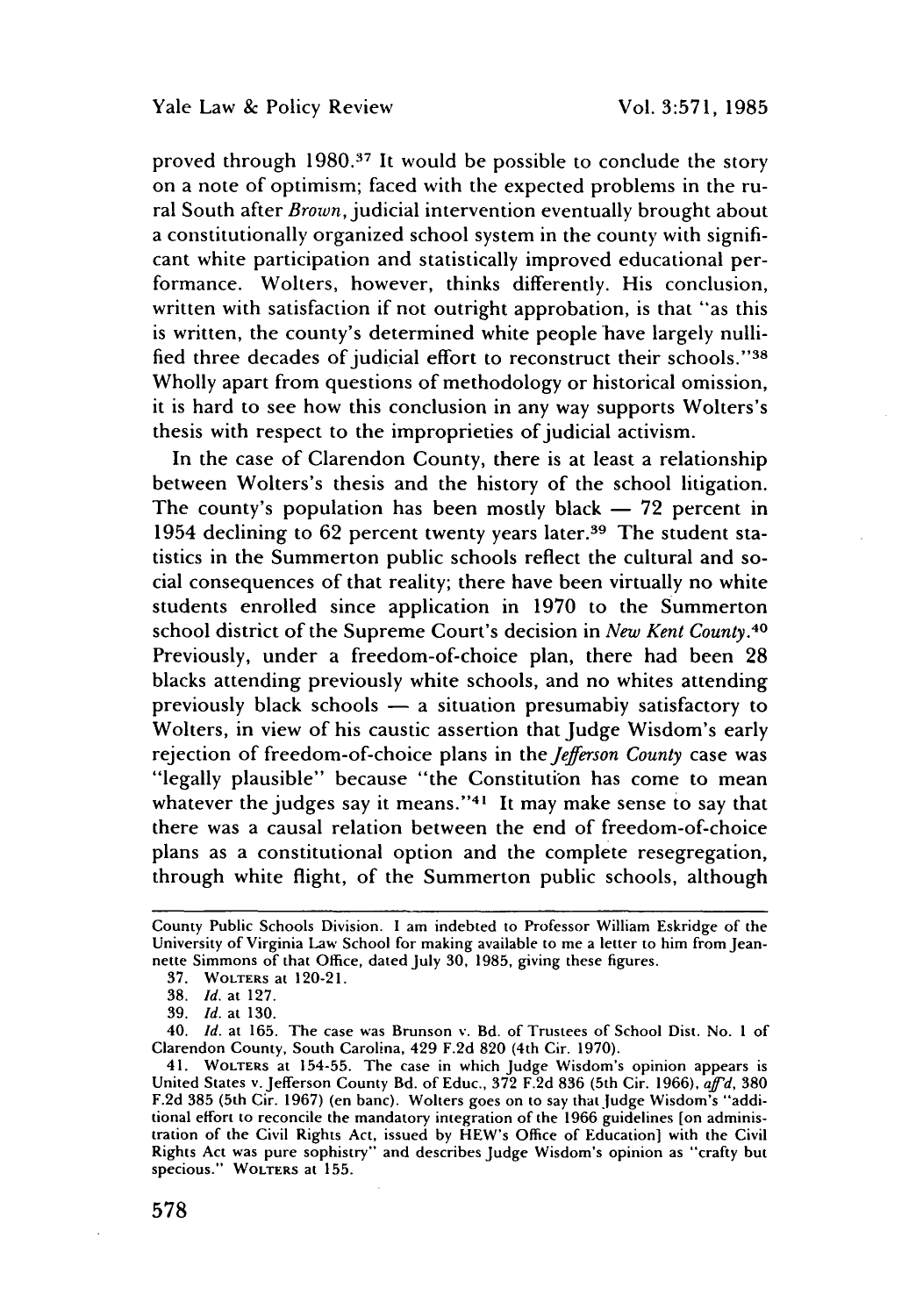proved through 1980.[37] It would be possible to conclude the story on a note of optimism; faced with the expected problems in the rural South after *Brown*, judicial intervention eventually brought about a constitutionally organized school system in the county with significant white participation and statistically improved educational performance. Wolters, however, thinks differently. His conclusion, written with satisfaction if not outright approbation, is that "as this is written, the county's determined white people have largely nullified three decades of judicial effort to reconstruct their schools."[38] Wholly apart from questions of methodology or historical omission, it is hard to see how this conclusion in any way supports Wolters's thesis with respect to the improprieties of judicial activism.

In the case of Clarendon County, there is at least a relationship between Wolters's thesis and the history of the school litigation. The county's population has been mostly black — 72 percent in 1954 declining to 62 percent twenty years later.[39] The student statistics in the Summerton public schools reflect the cultural and social consequences of that reality; there have been virtually no white students enrolled since application in 1970 to the Summerton school district of the Supreme Court's decision in *New Kent County*.[40] Previously, under a freedom-of-choice plan, there had been 28 blacks attending previously white schools, and no whites attending previously black schools — a situation presumably satisfactory to Wolters, in view of his caustic assertion that Judge Wisdom's early rejection of freedom-of-choice plans in the *Jefferson County* case was "legally plausible" because "the Constitution has come to mean whatever the judges say it means."[41] It may make sense to say that there was a causal relation between the end of freedom-of-choice plans as a constitutional option and the complete resegregation, through white flight, of the Summerton public schools, although

---

County Public Schools Division. I am indebted to Professor William Eskridge of the University of Virginia Law School for making available to me a letter to him from Jeannette Simmons of that Office, dated July 30, 1985, giving these figures.

37. WOLTERS at 120-21.

38. *Id.* at 127.

39. *Id.* at 130.

40. *Id.* at 165. The case was Brunson v. Bd. of Trustees of School Dist. No. 1 of Clarendon County, South Carolina, 429 F.2d 820 (4th Cir. 1970).

41. WOLTERS at 154-55. The case in which Judge Wisdom's opinion appears is United States v. Jefferson County Bd. of Educ., 372 F.2d 836 (5th Cir. 1966), *aff'd*, 380 F.2d 385 (5th Cir. 1967) (en banc). Wolters goes on to say that Judge Wisdom's "additional effort to reconcile the mandatory integration of the 1966 guidelines [on administration of the Civil Rights Act, issued by HEW's Office of Education] with the Civil Rights Act was pure sophistry" and describes Judge Wisdom's opinion as "crafty but specious." WOLTERS at 155.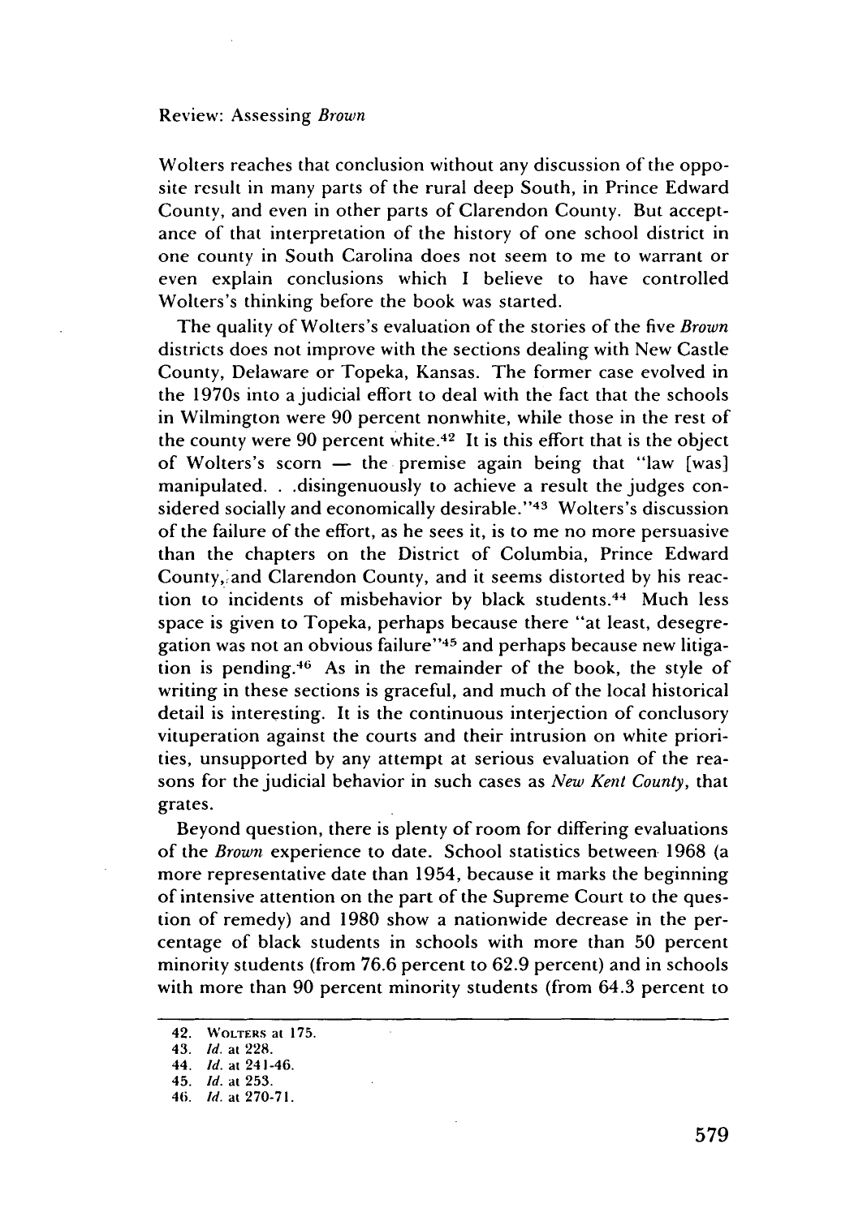Wolters reaches that conclusion without any discussion of the opposite result in many parts of the rural deep South, in Prince Edward County, and even in other parts of Clarendon County. But acceptance of that interpretation of the history of one school district in one county in South Carolina does not seem to me to warrant or even explain conclusions which I believe to have controlled Wolters's thinking before the book was started.

The quality of Wolters's evaluation of the stories of the five *Brown* districts does not improve with the sections dealing with New Castle County, Delaware or Topeka, Kansas. The former case evolved in the 1970s into a judicial effort to deal with the fact that the schools in Wilmington were 90 percent nonwhite, while those in the rest of the county were 90 percent white.[42] It is this effort that is the object of Wolters's scorn — the premise again being that "law [was] manipulated. . .disingenuously to achieve a result the judges considered socially and economically desirable."[43] Wolters's discussion of the failure of the effort, as he sees it, is to me no more persuasive than the chapters on the District of Columbia, Prince Edward County, and Clarendon County, and it seems distorted by his reaction to incidents of misbehavior by black students.[44] Much less space is given to Topeka, perhaps because there "at least, desegregation was not an obvious failure"[45] and perhaps because new litigation is pending.[46] As in the remainder of the book, the style of writing in these sections is graceful, and much of the local historical detail is interesting. It is the continuous interjection of conclusory vituperation against the courts and their intrusion on white priorities, unsupported by any attempt at serious evaluation of the reasons for the judicial behavior in such cases as *New Kent County*, that grates.

Beyond question, there is plenty of room for differing evaluations of the *Brown* experience to date. School statistics between 1968 (a more representative date than 1954, because it marks the beginning of intensive attention on the part of the Supreme Court to the question of remedy) and 1980 show a nationwide decrease in the percentage of black students in schools with more than 50 percent minority students (from 76.6 percent to 62.9 percent) and in schools with more than 90 percent minority students (from 64.3 percent to

42. WOLTERS at 175.
43. *Id.* at 228.
44. *Id.* at 241-46.
45. *Id.* at 253.
46. *Id.* at 270-71.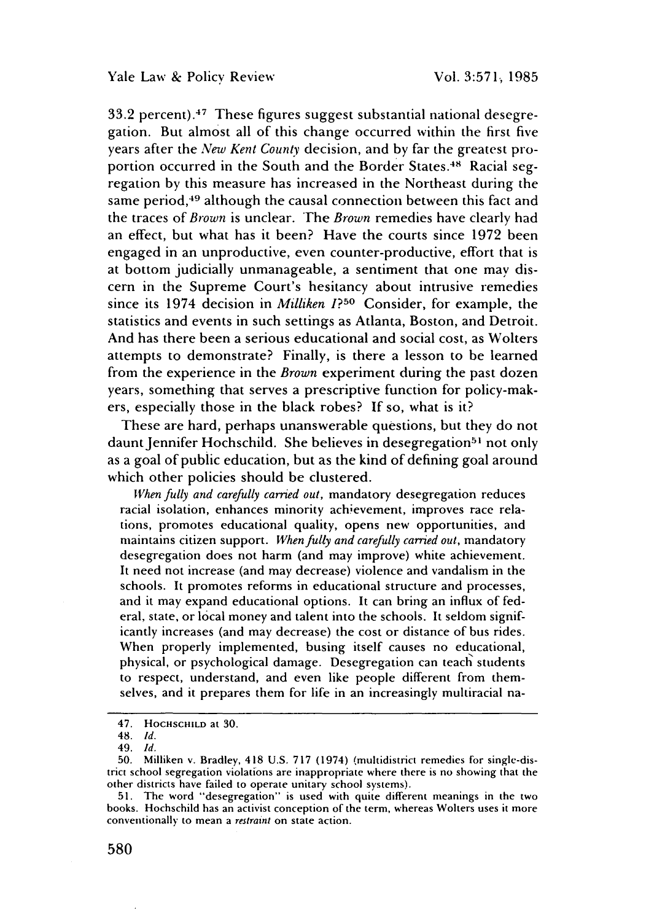33.2 percent).[47] These figures suggest substantial national desegregation. But almost all of this change occurred within the first five years after the *New Kent County* decision, and by far the greatest proportion occurred in the South and the Border States.[48] Racial segregation by this measure has increased in the Northeast during the same period,[49] although the causal connection between this fact and the traces of *Brown* is unclear. The *Brown* remedies have clearly had an effect, but what has it been? Have the courts since 1972 been engaged in an unproductive, even counter-productive, effort that is at bottom judicially unmanageable, a sentiment that one may discern in the Supreme Court's hesitancy about intrusive remedies since its 1974 decision in *Milliken I*?[50] Consider, for example, the statistics and events in such settings as Atlanta, Boston, and Detroit. And has there been a serious educational and social cost, as Wolters attempts to demonstrate? Finally, is there a lesson to be learned from the experience in the *Brown* experiment during the past dozen years, something that serves a prescriptive function for policy-makers, especially those in the black robes? If so, what is it?

These are hard, perhaps unanswerable questions, but they do not daunt Jennifer Hochschild. She believes in desegregation[51] not only as a goal of public education, but as the kind of defining goal around which other policies should be clustered.

> *When fully and carefully carried out,* mandatory desegregation reduces racial isolation, enhances minority achievement, improves race relations, promotes educational quality, opens new opportunities, and maintains citizen support. *When fully and carefully carried out,* mandatory desegregation does not harm (and may improve) white achievement. It need not increase (and may decrease) violence and vandalism in the schools. It promotes reforms in educational structure and processes, and it may expand educational options. It can bring an influx of federal, state, or local money and talent into the schools. It seldom significantly increases (and may decrease) the cost or distance of bus rides. When properly implemented, busing itself causes no educational, physical, or psychological damage. Desegregation can teach students to respect, understand, and even like people different from themselves, and it prepares them for life in an increasingly multiracial na-

---

47. HOCHSCHILD at 30.

48. *Id.*

49. *Id.*

50. Milliken v. Bradley, 418 U.S. 717 (1974) (multidistrict remedies for single-district school segregation violations are inappropriate where there is no showing that the other districts have failed to operate unitary school systems).

51. The word "desegregation" is used with quite different meanings in the two books. Hochschild has an activist conception of the term, whereas Wolters uses it more conventionally to mean a *restraint* on state action.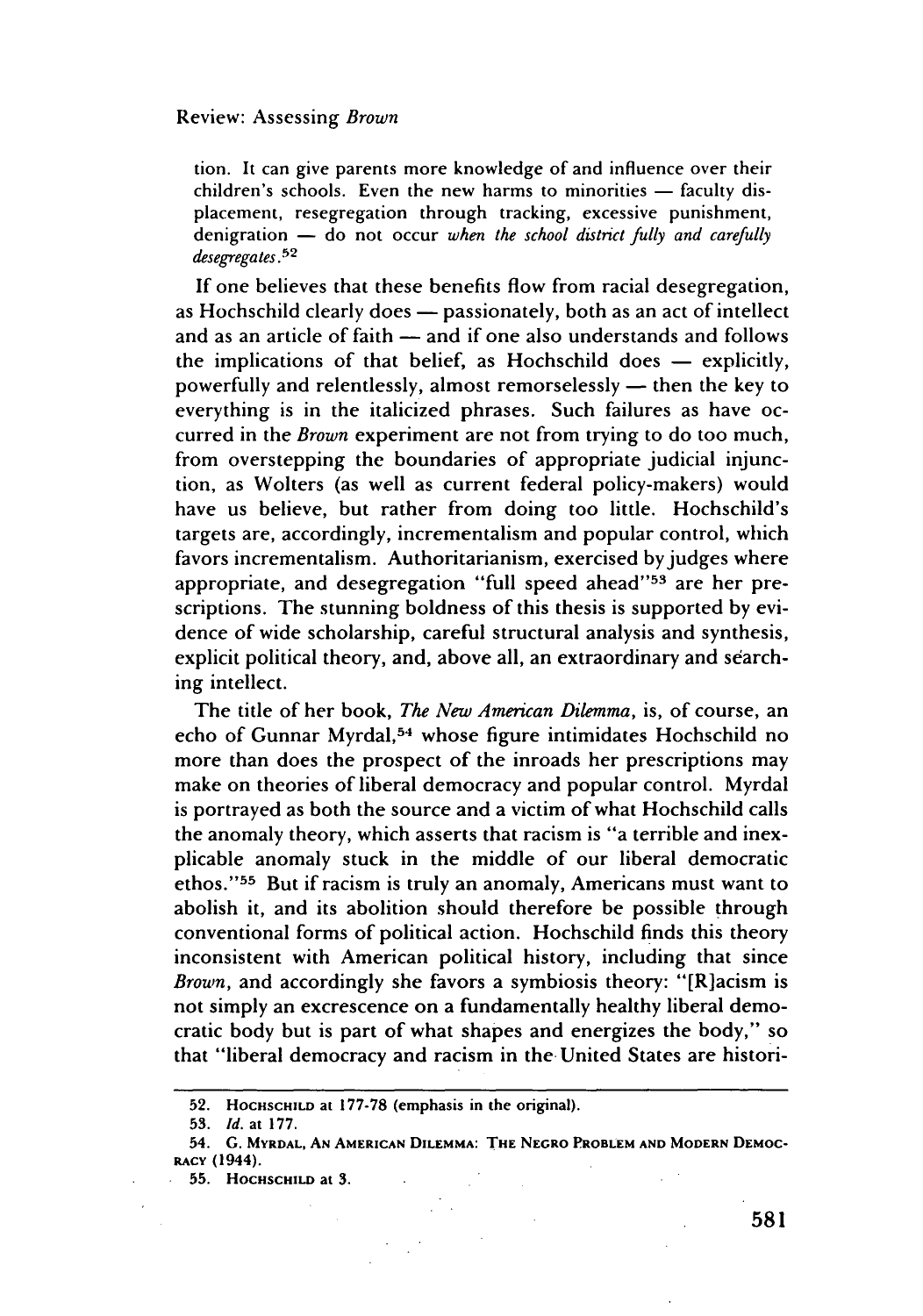tion. It can give parents more knowledge of and influence over their children's schools. Even the new harms to minorities — faculty displacement, resegregation through tracking, excessive punishment, denigration — do not occur *when the school district fully and carefully desegregates*.[52]

If one believes that these benefits flow from racial desegregation, as Hochschild clearly does — passionately, both as an act of intellect and as an article of faith — and if one also understands and follows the implications of that belief, as Hochschild does — explicitly, powerfully and relentlessly, almost remorselessly — then the key to everything is in the italicized phrases. Such failures as have occurred in the *Brown* experiment are not from trying to do too much, from overstepping the boundaries of appropriate judicial injunction, as Wolters (as well as current federal policy-makers) would have us believe, but rather from doing too little. Hochschild's targets are, accordingly, incrementalism and popular control, which favors incrementalism. Authoritarianism, exercised by judges where appropriate, and desegregation "full speed ahead"[53] are her prescriptions. The stunning boldness of this thesis is supported by evidence of wide scholarship, careful structural analysis and synthesis, explicit political theory, and, above all, an extraordinary and searching intellect.

The title of her book, *The New American Dilemma*, is, of course, an echo of Gunnar Myrdal,[54] whose figure intimidates Hochschild no more than does the prospect of the inroads her prescriptions may make on theories of liberal democracy and popular control. Myrdal is portrayed as both the source and a victim of what Hochschild calls the anomaly theory, which asserts that racism is "a terrible and inexplicable anomaly stuck in the middle of our liberal democratic ethos."[55] But if racism is truly an anomaly, Americans must want to abolish it, and its abolition should therefore be possible through conventional forms of political action. Hochschild finds this theory inconsistent with American political history, including that since *Brown*, and accordingly she favors a symbiosis theory: "[R]acism is not simply an excrescence on a fundamentally healthy liberal democratic body but is part of what shapes and energizes the body," so that "liberal democracy and racism in the United States are histori-

---

52. HOCHSCHILD at 177-78 (emphasis in the original).

53. *Id.* at 177.

54. G. MYRDAL, AN AMERICAN DILEMMA: THE NEGRO PROBLEM AND MODERN DEMOCRACY (1944).

55. HOCHSCHILD at 3.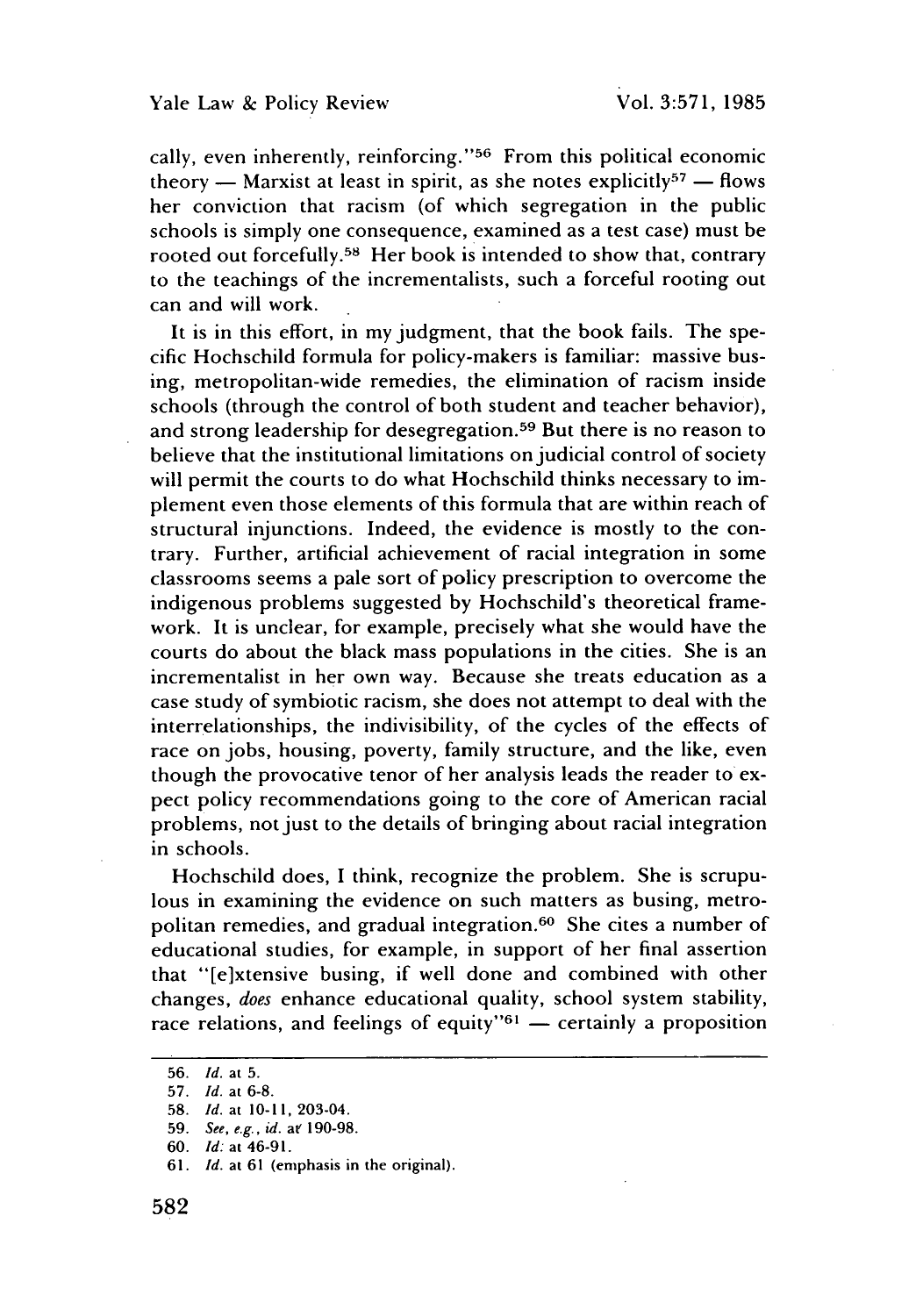cally, even inherently, reinforcing."[56] From this political economic theory — Marxist at least in spirit, as she notes explicitly[57] — flows her conviction that racism (of which segregation in the public schools is simply one consequence, examined as a test case) must be rooted out forcefully.[58] Her book is intended to show that, contrary to the teachings of the incrementalists, such a forceful rooting out can and will work.

It is in this effort, in my judgment, that the book fails. The specific Hochschild formula for policy-makers is familiar: massive busing, metropolitan-wide remedies, the elimination of racism inside schools (through the control of both student and teacher behavior), and strong leadership for desegregation.[59] But there is no reason to believe that the institutional limitations on judicial control of society will permit the courts to do what Hochschild thinks necessary to implement even those elements of this formula that are within reach of structural injunctions. Indeed, the evidence is mostly to the contrary. Further, artificial achievement of racial integration in some classrooms seems a pale sort of policy prescription to overcome the indigenous problems suggested by Hochschild's theoretical framework. It is unclear, for example, precisely what she would have the courts do about the black mass populations in the cities. She is an incrementalist in her own way. Because she treats education as a case study of symbiotic racism, she does not attempt to deal with the interrelationships, the indivisibility, of the cycles of the effects of race on jobs, housing, poverty, family structure, and the like, even though the provocative tenor of her analysis leads the reader to expect policy recommendations going to the core of American racial problems, not just to the details of bringing about racial integration in schools.

Hochschild does, I think, recognize the problem. She is scrupulous in examining the evidence on such matters as busing, metropolitan remedies, and gradual integration.[60] She cites a number of educational studies, for example, in support of her final assertion that "[e]xtensive busing, if well done and combined with other changes, *does* enhance educational quality, school system stability, race relations, and feelings of equity"[61] — certainly a proposition

---

56. *Id.* at 5.
57. *Id.* at 6-8.
58. *Id.* at 10-11, 203-04.
59. *See, e.g., id.* at 190-98.
60. *Id.* at 46-91.
61. *Id.* at 61 (emphasis in the original).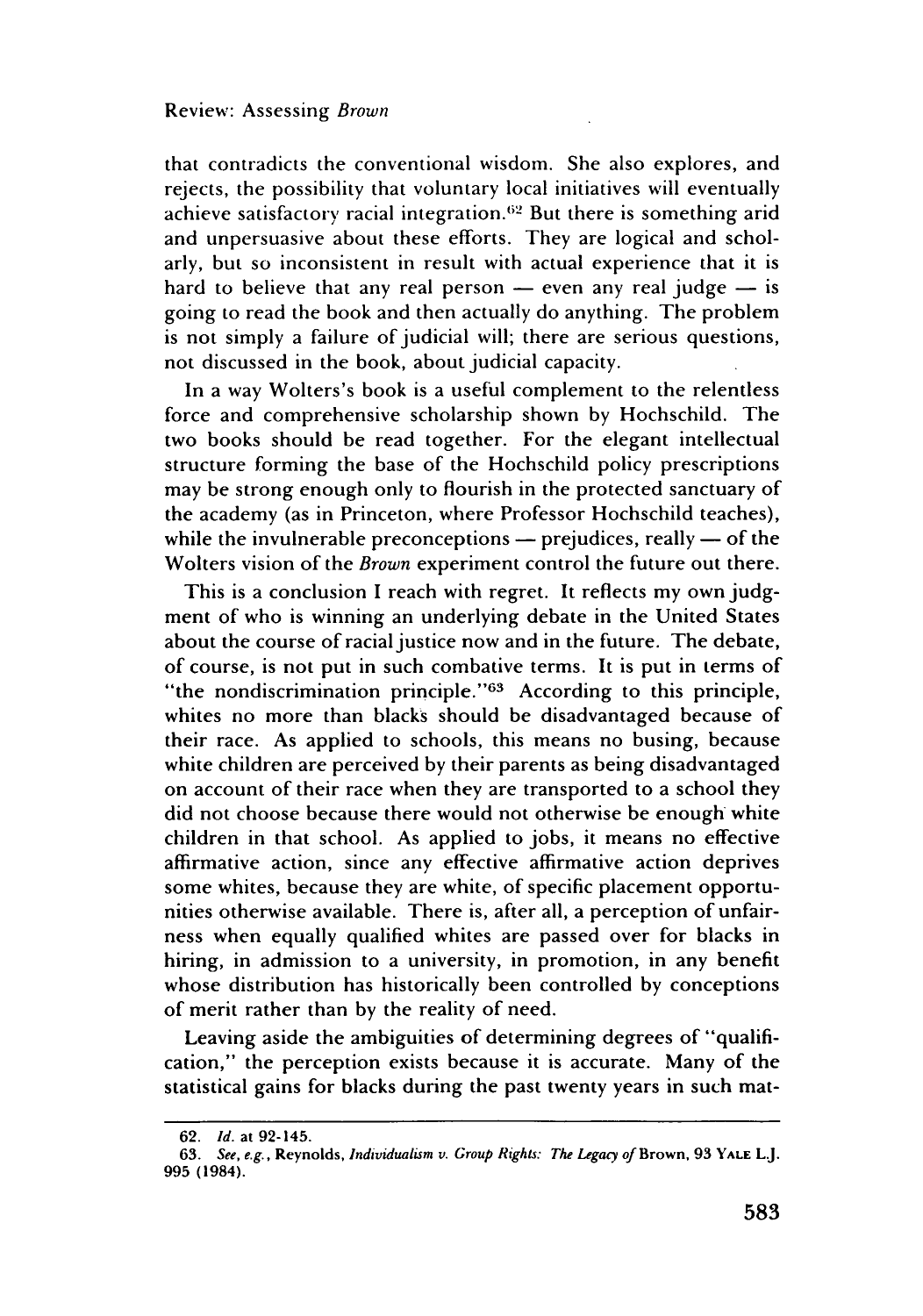that contradicts the conventional wisdom. She also explores, and rejects, the possibility that voluntary local initiatives will eventually achieve satisfactory racial integration.[62] But there is something arid and unpersuasive about these efforts. They are logical and scholarly, but so inconsistent in result with actual experience that it is hard to believe that any real person — even any real judge — is going to read the book and then actually do anything. The problem is not simply a failure of judicial will; there are serious questions, not discussed in the book, about judicial capacity.

In a way Wolters's book is a useful complement to the relentless force and comprehensive scholarship shown by Hochschild. The two books should be read together. For the elegant intellectual structure forming the base of the Hochschild policy prescriptions may be strong enough only to flourish in the protected sanctuary of the academy (as in Princeton, where Professor Hochschild teaches), while the invulnerable preconceptions — prejudices, really — of the Wolters vision of the *Brown* experiment control the future out there.

This is a conclusion I reach with regret. It reflects my own judgment of who is winning an underlying debate in the United States about the course of racial justice now and in the future. The debate, of course, is not put in such combative terms. It is put in terms of "the nondiscrimination principle."[63] According to this principle, whites no more than blacks should be disadvantaged because of their race. As applied to schools, this means no busing, because white children are perceived by their parents as being disadvantaged on account of their race when they are transported to a school they did not choose because there would not otherwise be enough white children in that school. As applied to jobs, it means no effective affirmative action, since any effective affirmative action deprives some whites, because they are white, of specific placement opportunities otherwise available. There is, after all, a perception of unfairness when equally qualified whites are passed over for blacks in hiring, in admission to a university, in promotion, in any benefit whose distribution has historically been controlled by conceptions of merit rather than by the reality of need.

Leaving aside the ambiguities of determining degrees of "qualification," the perception exists because it is accurate. Many of the statistical gains for blacks during the past twenty years in such mat-

---

62. *Id.* at 92-145.

63. *See, e.g.*, Reynolds, *Individualism v. Group Rights: The Legacy of* Brown, 93 YALE L.J. 995 (1984).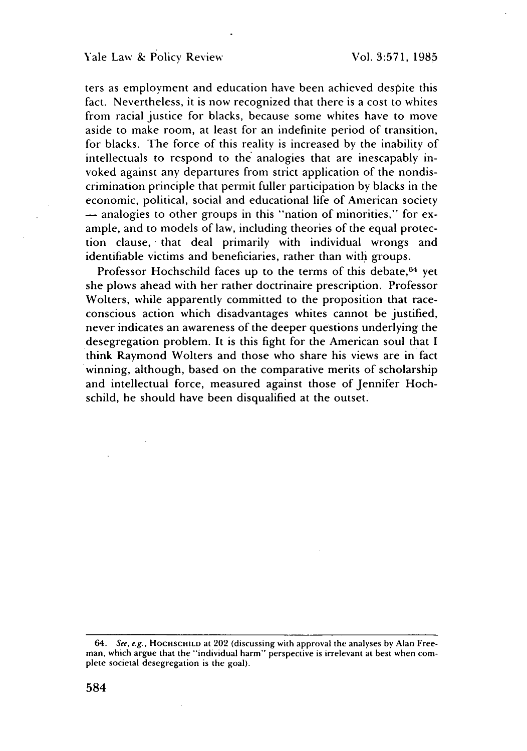ters as employment and education have been achieved despite this fact. Nevertheless, it is now recognized that there is a cost to whites from racial justice for blacks, because some whites have to move aside to make room, at least for an indefinite period of transition, for blacks. The force of this reality is increased by the inability of intellectuals to respond to the analogies that are inescapably invoked against any departures from strict application of the nondiscrimination principle that permit fuller participation by blacks in the economic, political, social and educational life of American society — analogies to other groups in this "nation of minorities," for example, and to models of law, including theories of the equal protection clause, that deal primarily with individual wrongs and identifiable victims and beneficiaries, rather than with groups.

Professor Hochschild faces up to the terms of this debate,[64] yet she plows ahead with her rather doctrinaire prescription. Professor Wolters, while apparently committed to the proposition that race-conscious action which disadvantages whites cannot be justified, never indicates an awareness of the deeper questions underlying the desegregation problem. It is this fight for the American soul that I think Raymond Wolters and those who share his views are in fact winning, although, based on the comparative merits of scholarship and intellectual force, measured against those of Jennifer Hochschild, he should have been disqualified at the outset.

---

64. *See, e.g.*, HOCHSCHILD at 202 (discussing with approval the analyses by Alan Freeman, which argue that the "individual harm" perspective is irrelevant at best when complete societal desegregation is the goal).